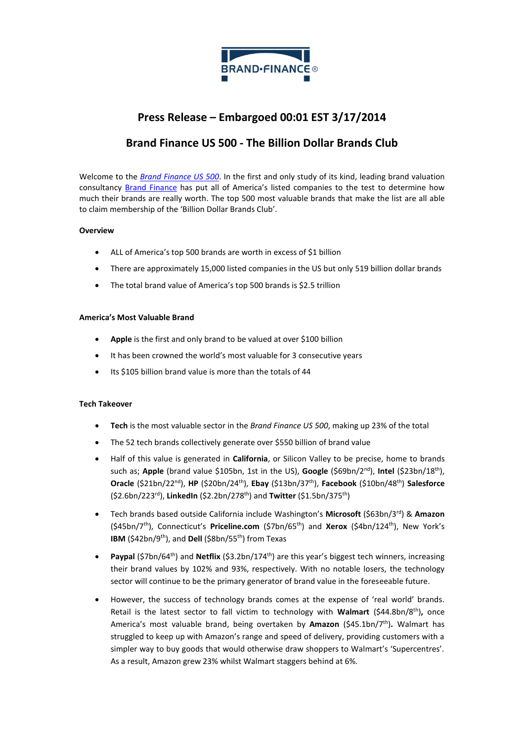# Press Release – Embargoed 00:01 EST 3/17/2014

## Brand Finance US 500 - The Billion Dollar Brands Club

Welcome to the *Brand Finance US 500*. In the first and only study of its kind, leading brand valuation consultancy Brand Finance has put all of America's listed companies to the test to determine how much their brands are really worth. The top 500 most valuable brands that make the list are all able to claim membership of the 'Billion Dollar Brands Club'.

**Overview**

- ALL of America's top 500 brands are worth in excess of $1 billion
- There are approximately 15,000 listed companies in the US but only 519 billion dollar brands
- The total brand value of America's top 500 brands is $2.5 trillion

**America's Most Valuable Brand**

- **Apple** is the first and only brand to be valued at over $100 billion
- It has been crowned the world's most valuable for 3 consecutive years
- Its $105 billion brand value is more than the totals of 44

**Tech Takeover**

- **Tech** is the most valuable sector in the *Brand Finance US 500*, making up 23% of the total
- The 52 tech brands collectively generate over $550 billion of brand value
- Half of this value is generated in **California**, or Silicon Valley to be precise, home to brands such as; **Apple** (brand value $105bn, 1st in the US), **Google** ($69bn/2nd), **Intel** ($23bn/18th), **Oracle** ($21bn/22nd), **HP** ($20bn/24th), **Ebay** ($13bn/37th), **Facebook** ($10bn/48th) **Salesforce** ($2.6bn/223rd), **LinkedIn** ($2.2bn/278th) and **Twitter** ($1.5bn/375th)
- Tech brands based outside California include Washington's **Microsoft** ($63bn/3rd) & **Amazon** ($45bn/7th), Connecticut's **Priceline.com** ($7bn/65th) and **Xerox** ($4bn/124th), New York's **IBM** ($42bn/9th), and **Dell** ($8bn/55th) from Texas
- **Paypal** ($7bn/64th) and **Netflix** ($3.2bn/174th) are this year's biggest tech winners, increasing their brand values by 102% and 93%, respectively. With no notable losers, the technology sector will continue to be the primary generator of brand value in the foreseeable future.
- However, the success of technology brands comes at the expense of 'real world' brands. Retail is the latest sector to fall victim to technology with **Walmart** ($44.8bn/8th)**,** once America's most valuable brand, being overtaken by **Amazon** ($45.1bn/7th)**.** Walmart has struggled to keep up with Amazon's range and speed of delivery, providing customers with a simpler way to buy goods that would otherwise draw shoppers to Walmart's 'Supercentres'. As a result, Amazon grew 23% whilst Walmart staggers behind at 6%.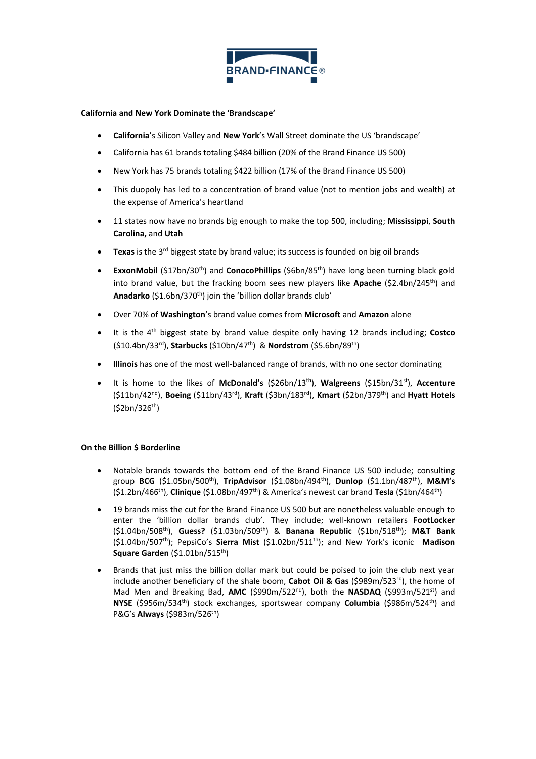**California and New York Dominate the 'Brandscape'**

- **California**'s Silicon Valley and **New York**'s Wall Street dominate the US 'brandscape'
- California has 61 brands totaling $484 billion (20% of the Brand Finance US 500)
- New York has 75 brands totaling $422 billion (17% of the Brand Finance US 500)
- This duopoly has led to a concentration of brand value (not to mention jobs and wealth) at the expense of America's heartland
- 11 states now have no brands big enough to make the top 500, including; **Mississippi**, **South Carolina,** and **Utah**
- **Texas** is the 3rd biggest state by brand value; its success is founded on big oil brands
- **ExxonMobil** ($17bn/30th) and **ConocoPhillips** ($6bn/85th) have long been turning black gold into brand value, but the fracking boom sees new players like **Apache** ($2.4bn/245th) and **Anadarko** ($1.6bn/370th) join the 'billion dollar brands club'
- Over 70% of **Washington**'s brand value comes from **Microsoft** and **Amazon** alone
- It is the 4th biggest state by brand value despite only having 12 brands including; **Costco** ($10.4bn/33rd), **Starbucks** ($10bn/47th) & **Nordstrom** ($5.6bn/89th)
- **Illinois** has one of the most well-balanced range of brands, with no one sector dominating
- It is home to the likes of **McDonald's** ($26bn/13th), **Walgreens** ($15bn/31st), **Accenture** ($11bn/42nd), **Boeing** ($11bn/43rd), **Kraft** ($3bn/183rd), **Kmart** ($2bn/379th) and **Hyatt Hotels** ($2bn/326th)

**On the Billion $ Borderline**

- Notable brands towards the bottom end of the Brand Finance US 500 include; consulting group **BCG** ($1.05bn/500th), **TripAdvisor** ($1.08bn/494th), **Dunlop** ($1.1bn/487th), **M&M's** ($1.2bn/466th), **Clinique** ($1.08bn/497th) & America's newest car brand **Tesla** ($1bn/464th)
- 19 brands miss the cut for the Brand Finance US 500 but are nonetheless valuable enough to enter the 'billion dollar brands club'. They include; well-known retailers **FootLocker** ($1.04bn/508th), **Guess?** ($1.03bn/509th) & **Banana Republic** ($1bn/518th); **M&T Bank** ($1.04bn/507th); PepsiCo's **Sierra Mist** ($1.02bn/511th); and New York's iconic **Madison Square Garden** ($1.01bn/515th)
- Brands that just miss the billion dollar mark but could be poised to join the club next year include another beneficiary of the shale boom, **Cabot Oil & Gas** ($989m/523rd), the home of Mad Men and Breaking Bad, **AMC** ($990m/522nd), both the **NASDAQ** ($993m/521st) and **NYSE** ($956m/534th) stock exchanges, sportswear company **Columbia** ($986m/524th) and P&G's **Always** ($983m/526th)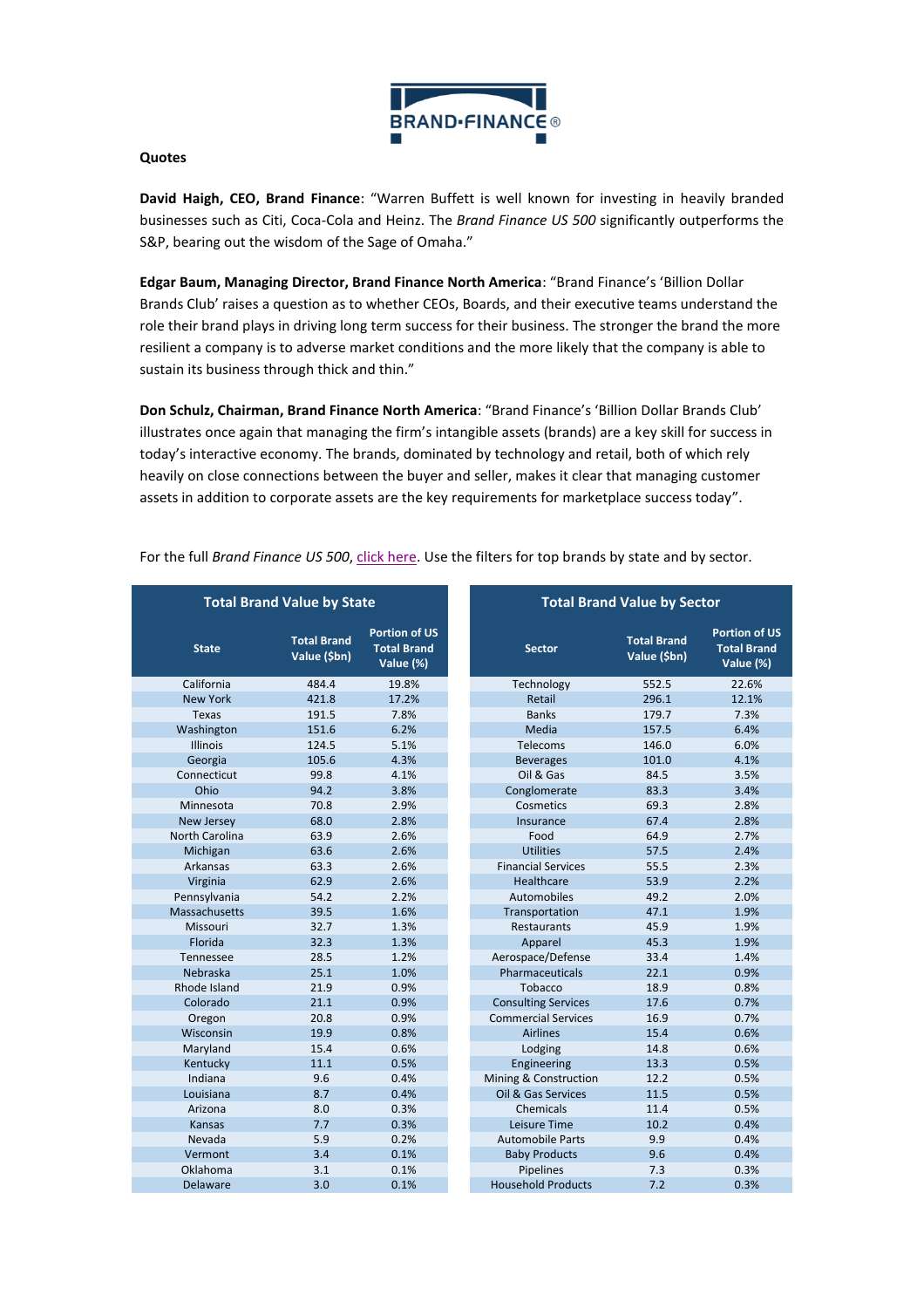**Quotes**

**David Haigh, CEO, Brand Finance**: "Warren Buffett is well known for investing in heavily branded businesses such as Citi, Coca-Cola and Heinz. The *Brand Finance US 500* significantly outperforms the S&P, bearing out the wisdom of the Sage of Omaha."

**Edgar Baum, Managing Director, Brand Finance North America**: "Brand Finance's 'Billion Dollar Brands Club' raises a question as to whether CEOs, Boards, and their executive teams understand the role their brand plays in driving long term success for their business. The stronger the brand the more resilient a company is to adverse market conditions and the more likely that the company is able to sustain its business through thick and thin."

**Don Schulz, Chairman, Brand Finance North America**: "Brand Finance's 'Billion Dollar Brands Club' illustrates once again that managing the firm's intangible assets (brands) are a key skill for success in today's interactive economy. The brands, dominated by technology and retail, both of which rely heavily on close connections between the buyer and seller, makes it clear that managing customer assets in addition to corporate assets are the key requirements for marketplace success today".

For the full *Brand Finance US 500*, click here. Use the filters for top brands by state and by sector.

**Total Brand Value by State**

| State | Total Brand Value ($bn) | Portion of US Total Brand Value (%) |
|---|---|---|
| California | 484.4 | 19.8% |
| New York | 421.8 | 17.2% |
| Texas | 191.5 | 7.8% |
| Washington | 151.6 | 6.2% |
| Illinois | 124.5 | 5.1% |
| Georgia | 105.6 | 4.3% |
| Connecticut | 99.8 | 4.1% |
| Ohio | 94.2 | 3.8% |
| Minnesota | 70.8 | 2.9% |
| New Jersey | 68.0 | 2.8% |
| North Carolina | 63.9 | 2.6% |
| Michigan | 63.6 | 2.6% |
| Arkansas | 63.3 | 2.6% |
| Virginia | 62.9 | 2.6% |
| Pennsylvania | 54.2 | 2.2% |
| Massachusetts | 39.5 | 1.6% |
| Missouri | 32.7 | 1.3% |
| Florida | 32.3 | 1.3% |
| Tennessee | 28.5 | 1.2% |
| Nebraska | 25.1 | 1.0% |
| Rhode Island | 21.9 | 0.9% |
| Colorado | 21.1 | 0.9% |
| Oregon | 20.8 | 0.9% |
| Wisconsin | 19.9 | 0.8% |
| Maryland | 15.4 | 0.6% |
| Kentucky | 11.1 | 0.5% |
| Indiana | 9.6 | 0.4% |
| Louisiana | 8.7 | 0.4% |
| Arizona | 8.0 | 0.3% |
| Kansas | 7.7 | 0.3% |
| Nevada | 5.9 | 0.2% |
| Vermont | 3.4 | 0.1% |
| Oklahoma | 3.1 | 0.1% |
| Delaware | 3.0 | 0.1% |

**Total Brand Value by Sector**

| Sector | Total Brand Value ($bn) | Portion of US Total Brand Value (%) |
|---|---|---|
| Technology | 552.5 | 22.6% |
| Retail | 296.1 | 12.1% |
| Banks | 179.7 | 7.3% |
| Media | 157.5 | 6.4% |
| Telecoms | 146.0 | 6.0% |
| Beverages | 101.0 | 4.1% |
| Oil & Gas | 84.5 | 3.5% |
| Conglomerate | 83.3 | 3.4% |
| Cosmetics | 69.3 | 2.8% |
| Insurance | 67.4 | 2.8% |
| Food | 64.9 | 2.7% |
| Utilities | 57.5 | 2.4% |
| Financial Services | 55.5 | 2.3% |
| Healthcare | 53.9 | 2.2% |
| Automobiles | 49.2 | 2.0% |
| Transportation | 47.1 | 1.9% |
| Restaurants | 45.9 | 1.9% |
| Apparel | 45.3 | 1.9% |
| Aerospace/Defense | 33.4 | 1.4% |
| Pharmaceuticals | 22.1 | 0.9% |
| Tobacco | 18.9 | 0.8% |
| Consulting Services | 17.6 | 0.7% |
| Commercial Services | 16.9 | 0.7% |
| Airlines | 15.4 | 0.6% |
| Lodging | 14.8 | 0.6% |
| Engineering | 13.3 | 0.5% |
| Mining & Construction | 12.2 | 0.5% |
| Oil & Gas Services | 11.5 | 0.5% |
| Chemicals | 11.4 | 0.5% |
| Leisure Time | 10.2 | 0.4% |
| Automobile Parts | 9.9 | 0.4% |
| Baby Products | 9.6 | 0.4% |
| Pipelines | 7.3 | 0.3% |
| Household Products | 7.2 | 0.3% |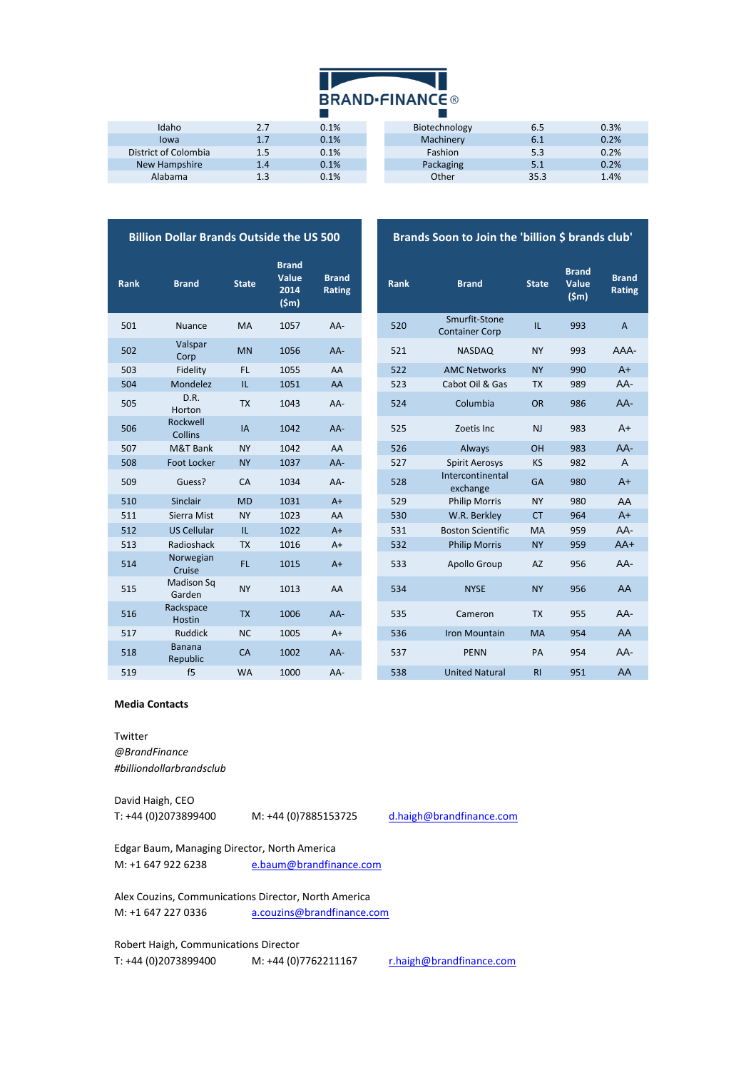| Idaho | 2.7 | 0.1% |
|---|---|---|
| Iowa | 1.7 | 0.1% |
| District of Colombia | 1.5 | 0.1% |
| New Hampshire | 1.4 | 0.1% |
| Alabama | 1.3 | 0.1% |

| Biotechnology | 6.5 | 0.3% |
|---|---|---|
| Machinery | 6.1 | 0.2% |
| Fashion | 5.3 | 0.2% |
| Packaging | 5.1 | 0.2% |
| Other | 35.3 | 1.4% |

## Billion Dollar Brands Outside the US 500

| Rank | Brand | State | Brand Value 2014 ($m) | Brand Rating |
|---|---|---|---|---|
| 501 | Nuance | MA | 1057 | AA- |
| 502 | Valspar Corp | MN | 1056 | AA- |
| 503 | Fidelity | FL | 1055 | AA |
| 504 | Mondelez | IL | 1051 | AA |
| 505 | D.R. Horton | TX | 1043 | AA- |
| 506 | Rockwell Collins | IA | 1042 | AA- |
| 507 | M&T Bank | NY | 1042 | AA |
| 508 | Foot Locker | NY | 1037 | AA- |
| 509 | Guess? | CA | 1034 | AA- |
| 510 | Sinclair | MD | 1031 | A+ |
| 511 | Sierra Mist | NY | 1023 | AA |
| 512 | US Cellular | IL | 1022 | A+ |
| 513 | Radioshack | TX | 1016 | A+ |
| 514 | Norwegian Cruise | FL | 1015 | A+ |
| 515 | Madison Sq Garden | NY | 1013 | AA |
| 516 | Rackspace Hostin | TX | 1006 | AA- |
| 517 | Ruddick | NC | 1005 | A+ |
| 518 | Banana Republic | CA | 1002 | AA- |
| 519 | f5 | WA | 1000 | AA- |

## Brands Soon to Join the 'billion $ brands club'

| Rank | Brand | State | Brand Value ($m) | Brand Rating |
|---|---|---|---|---|
| 520 | Smurfit-Stone Container Corp | IL | 993 | A |
| 521 | NASDAQ | NY | 993 | AAA- |
| 522 | AMC Networks | NY | 990 | A+ |
| 523 | Cabot Oil & Gas | TX | 989 | AA- |
| 524 | Columbia | OR | 986 | AA- |
| 525 | Zoetis Inc | NJ | 983 | A+ |
| 526 | Always | OH | 983 | AA- |
| 527 | Spirit Aerosys | KS | 982 | A |
| 528 | Intercontinental exchange | GA | 980 | A+ |
| 529 | Philip Morris | NY | 980 | AA |
| 530 | W.R. Berkley | CT | 964 | A+ |
| 531 | Boston Scientific | MA | 959 | AA- |
| 532 | Philip Morris | NY | 959 | AA+ |
| 533 | Apollo Group | AZ | 956 | AA- |
| 534 | NYSE | NY | 956 | AA |
| 535 | Cameron | TX | 955 | AA- |
| 536 | Iron Mountain | MA | 954 | AA |
| 537 | PENN | PA | 954 | AA- |
| 538 | United Natural | RI | 951 | AA |

**Media Contacts**

Twitter
*@BrandFinance*
*#billiondollarbrandsclub*

David Haigh, CEO
T: +44 (0)2073899400  M: +44 (0)7885153725  d.haigh@brandfinance.com

Edgar Baum, Managing Director, North America
M: +1 647 922 6238  e.baum@brandfinance.com

Alex Couzins, Communications Director, North America
M: +1 647 227 0336  a.couzins@brandfinance.com

Robert Haigh, Communications Director
T: +44 (0)2073899400  M: +44 (0)7762211167  r.haigh@brandfinance.com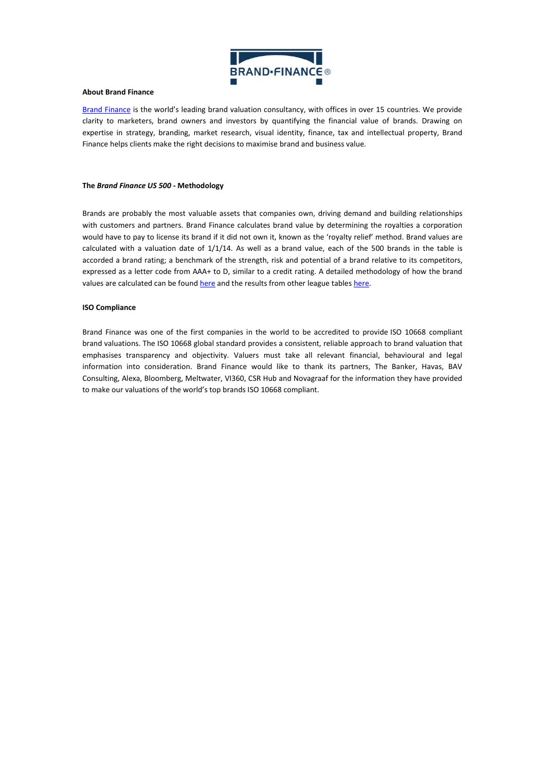**About Brand Finance**

Brand Finance is the world's leading brand valuation consultancy, with offices in over 15 countries. We provide clarity to marketers, brand owners and investors by quantifying the financial value of brands. Drawing on expertise in strategy, branding, market research, visual identity, finance, tax and intellectual property, Brand Finance helps clients make the right decisions to maximise brand and business value.

**The *Brand Finance US 500* - Methodology**

Brands are probably the most valuable assets that companies own, driving demand and building relationships with customers and partners. Brand Finance calculates brand value by determining the royalties a corporation would have to pay to license its brand if it did not own it, known as the 'royalty relief' method. Brand values are calculated with a valuation date of 1/1/14. As well as a brand value, each of the 500 brands in the table is accorded a brand rating; a benchmark of the strength, risk and potential of a brand relative to its competitors, expressed as a letter code from AAA+ to D, similar to a credit rating. A detailed methodology of how the brand values are calculated can be found here and the results from other league tables here.

**ISO Compliance**

Brand Finance was one of the first companies in the world to be accredited to provide ISO 10668 compliant brand valuations. The ISO 10668 global standard provides a consistent, reliable approach to brand valuation that emphasises transparency and objectivity. Valuers must take all relevant financial, behavioural and legal information into consideration. Brand Finance would like to thank its partners, The Banker, Havas, BAV Consulting, Alexa, Bloomberg, Meltwater, VI360, CSR Hub and Novagraaf for the information they have provided to make our valuations of the world's top brands ISO 10668 compliant.